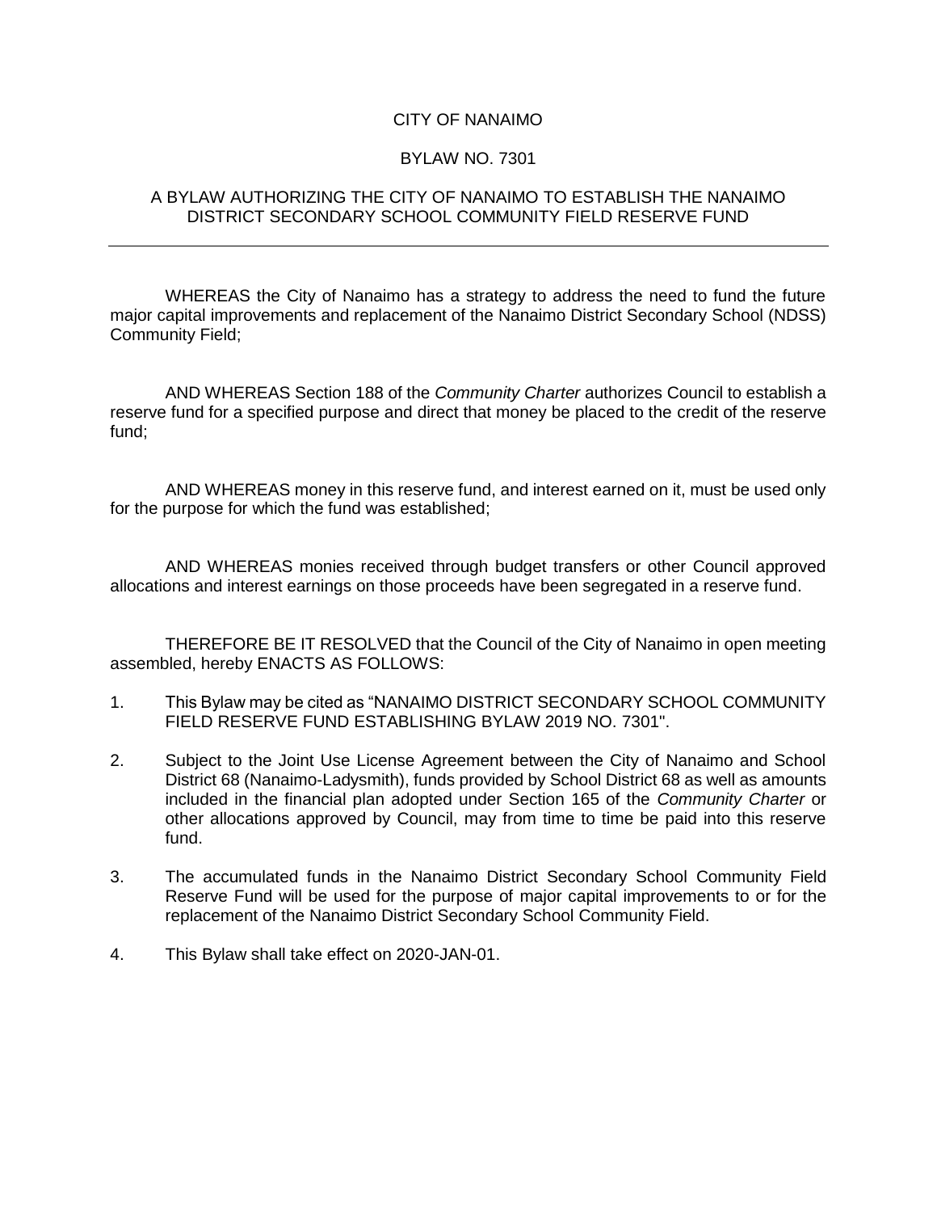# CITY OF NANAIMO

## BYLAW NO. 7301

### A BYLAW AUTHORIZING THE CITY OF NANAIMO TO ESTABLISH THE NANAIMO DISTRICT SECONDARY SCHOOL COMMUNITY FIELD RESERVE FUND

---

WHEREAS the City of Nanaimo has a strategy to address the need to fund the future major capital improvements and replacement of the Nanaimo District Secondary School (NDSS) Community Field;

AND WHEREAS Section 188 of the *Community Charter* authorizes Council to establish a reserve fund for a specified purpose and direct that money be placed to the credit of the reserve fund;

AND WHEREAS money in this reserve fund, and interest earned on it, must be used only for the purpose for which the fund was established;

AND WHEREAS monies received through budget transfers or other Council approved allocations and interest earnings on those proceeds have been segregated in a reserve fund.

THEREFORE BE IT RESOLVED that the Council of the City of Nanaimo in open meeting assembled, hereby ENACTS AS FOLLOWS:

1. This Bylaw may be cited as "NANAIMO DISTRICT SECONDARY SCHOOL COMMUNITY FIELD RESERVE FUND ESTABLISHING BYLAW 2019 NO. 7301".

2. Subject to the Joint Use License Agreement between the City of Nanaimo and School District 68 (Nanaimo-Ladysmith), funds provided by School District 68 as well as amounts included in the financial plan adopted under Section 165 of the *Community Charter* or other allocations approved by Council, may from time to time be paid into this reserve fund.

3. The accumulated funds in the Nanaimo District Secondary School Community Field Reserve Fund will be used for the purpose of major capital improvements to or for the replacement of the Nanaimo District Secondary School Community Field.

4. This Bylaw shall take effect on 2020-JAN-01.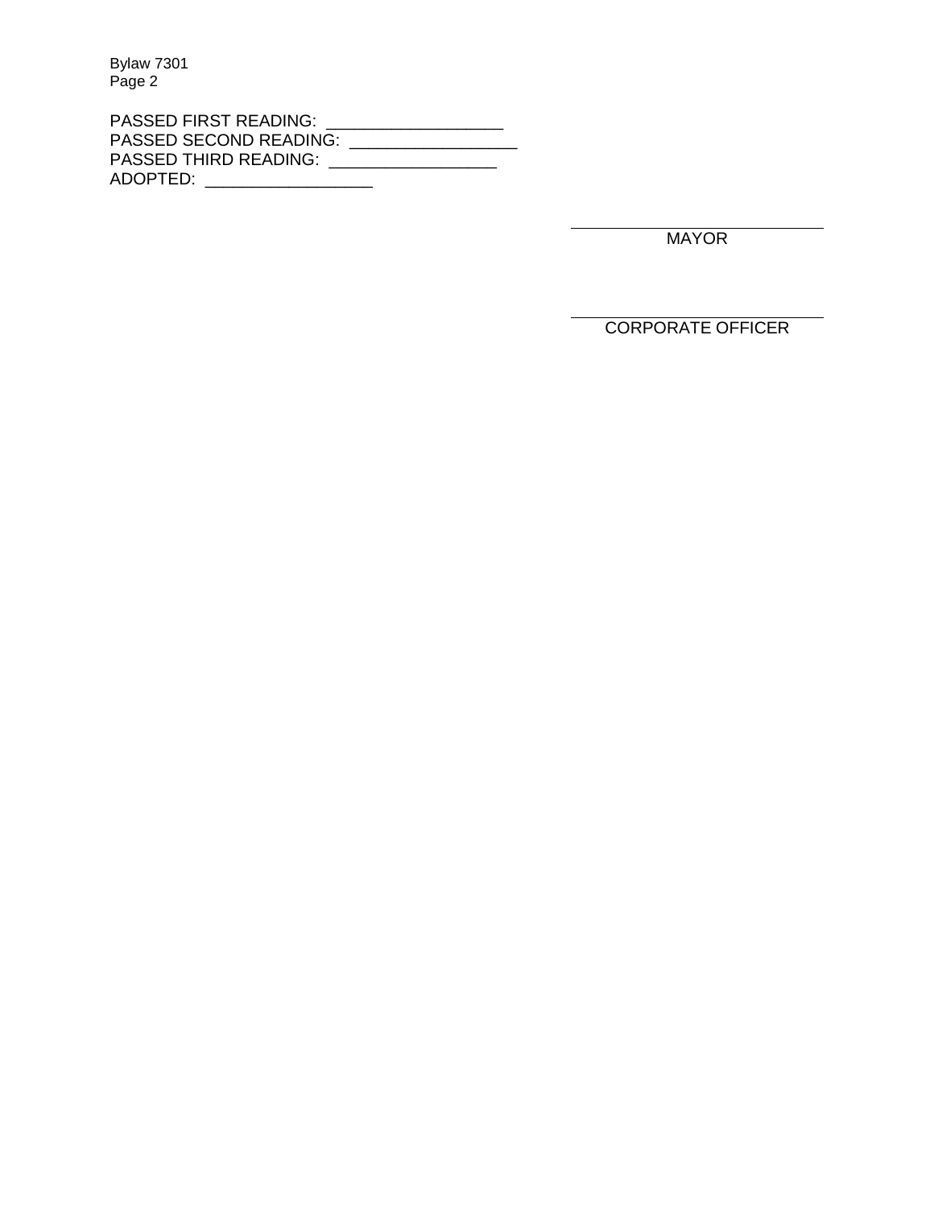PASSED FIRST READING: \_\_\_\_\_\_\_\_\_\_\_\_\_\_\_\_\_\_\_
PASSED SECOND READING: \_\_\_\_\_\_\_\_\_\_\_\_\_\_\_\_\_\_
PASSED THIRD READING: \_\_\_\_\_\_\_\_\_\_\_\_\_\_\_\_\_\_
ADOPTED: \_\_\_\_\_\_\_\_\_\_\_\_\_\_\_\_\_\_

\_\_\_\_\_\_\_\_\_\_\_\_\_\_\_\_\_\_\_\_\_\_\_\_\_\_\_\_
MAYOR

\_\_\_\_\_\_\_\_\_\_\_\_\_\_\_\_\_\_\_\_\_\_\_\_\_\_\_\_
CORPORATE OFFICER